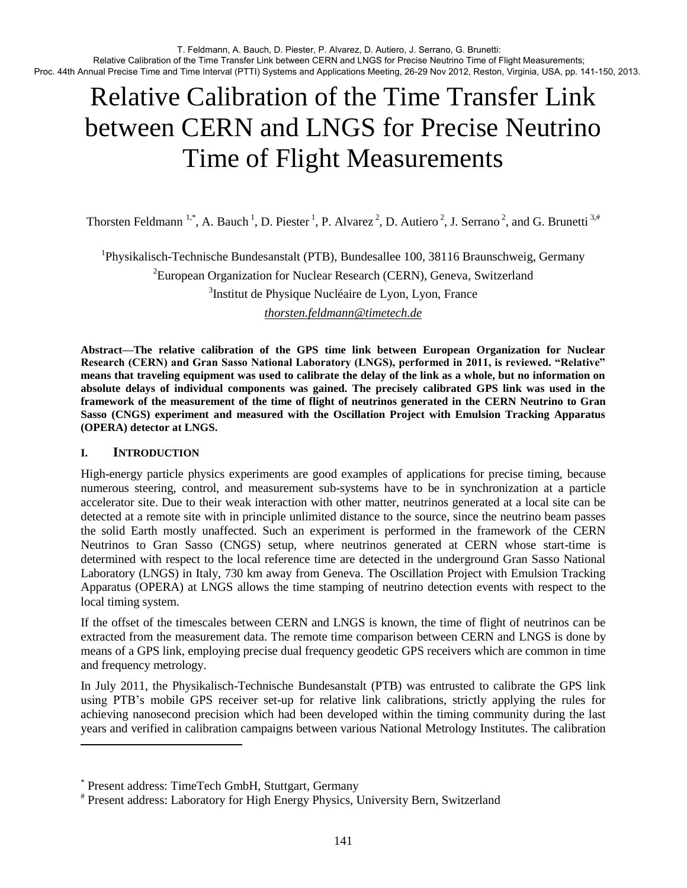# Relative Calibration of the Time Transfer Link between CERN and LNGS for Precise Neutrino Time of Flight Measurements

Thorsten Feldmann [1,*], A. Bauch [1], D. Piester [1], P. Alvarez [2], D. Autiero [2], J. Serrano [2], and G. Brunetti [3,#]

[1]Physikalisch-Technische Bundesanstalt (PTB), Bundesallee 100, 38116 Braunschweig, Germany

[2]European Organization for Nuclear Research (CERN), Geneva, Switzerland

[3]Institut de Physique Nucléaire de Lyon, Lyon, France

*thorsten.feldmann@timetech.de*

**Abstract—The relative calibration of the GPS time link between European Organization for Nuclear Research (CERN) and Gran Sasso National Laboratory (LNGS), performed in 2011, is reviewed. "Relative" means that traveling equipment was used to calibrate the delay of the link as a whole, but no information on absolute delays of individual components was gained. The precisely calibrated GPS link was used in the framework of the measurement of the time of flight of neutrinos generated in the CERN Neutrino to Gran Sasso (CNGS) experiment and measured with the Oscillation Project with Emulsion Tracking Apparatus (OPERA) detector at LNGS.**

## I. Introduction

High-energy particle physics experiments are good examples of applications for precise timing, because numerous steering, control, and measurement sub-systems have to be in synchronization at a particle accelerator site. Due to their weak interaction with other matter, neutrinos generated at a local site can be detected at a remote site with in principle unlimited distance to the source, since the neutrino beam passes the solid Earth mostly unaffected. Such an experiment is performed in the framework of the CERN Neutrinos to Gran Sasso (CNGS) setup, where neutrinos generated at CERN whose start-time is determined with respect to the local reference time are detected in the underground Gran Sasso National Laboratory (LNGS) in Italy, 730 km away from Geneva. The Oscillation Project with Emulsion Tracking Apparatus (OPERA) at LNGS allows the time stamping of neutrino detection events with respect to the local timing system.

If the offset of the timescales between CERN and LNGS is known, the time of flight of neutrinos can be extracted from the measurement data. The remote time comparison between CERN and LNGS is done by means of a GPS link, employing precise dual frequency geodetic GPS receivers which are common in time and frequency metrology.

In July 2011, the Physikalisch-Technische Bundesanstalt (PTB) was entrusted to calibrate the GPS link using PTB's mobile GPS receiver set-up for relative link calibrations, strictly applying the rules for achieving nanosecond precision which had been developed within the timing community during the last years and verified in calibration campaigns between various National Metrology Institutes. The calibration

---

[*] Present address: TimeTech GmbH, Stuttgart, Germany

[#] Present address: Laboratory for High Energy Physics, University Bern, Switzerland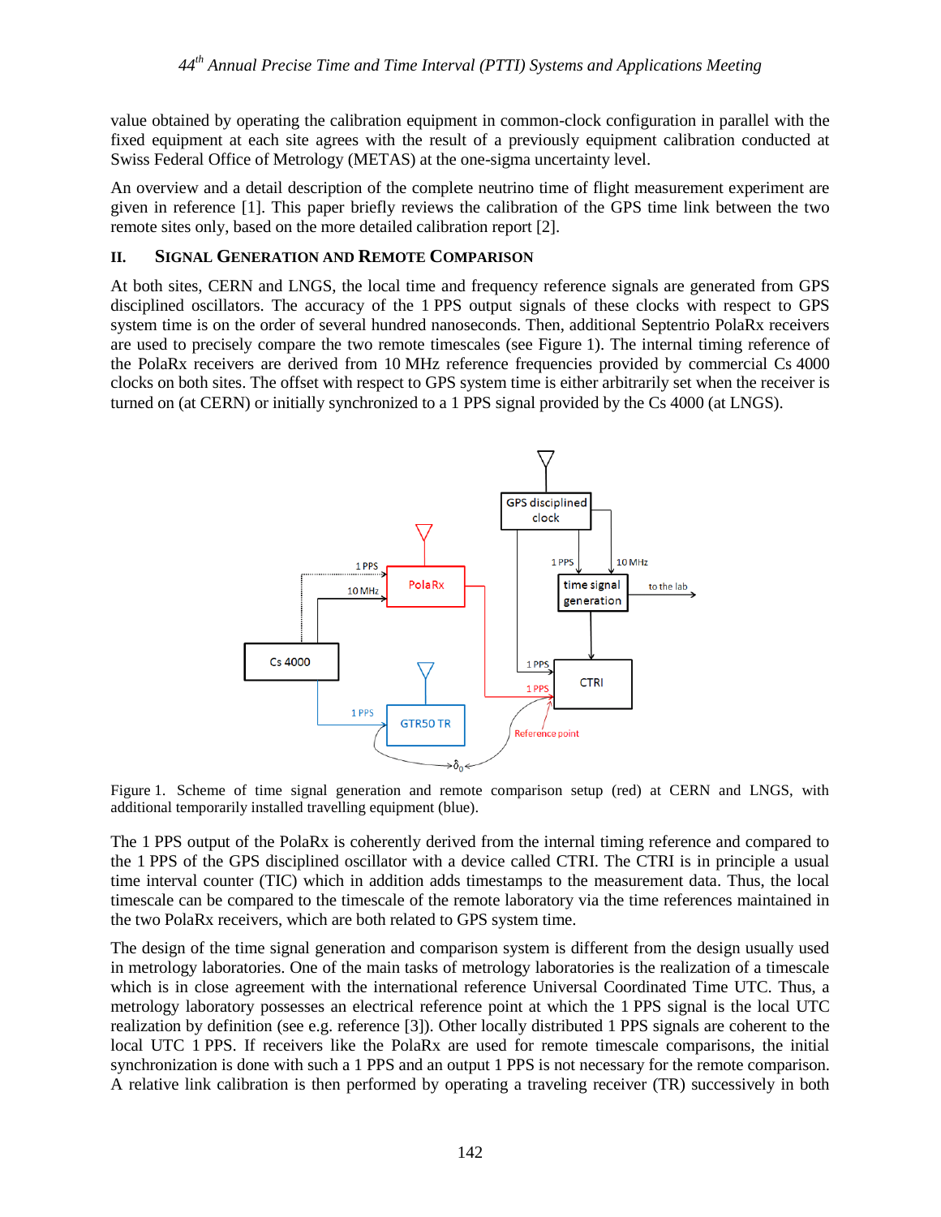value obtained by operating the calibration equipment in common-clock configuration in parallel with the fixed equipment at each site agrees with the result of a previously equipment calibration conducted at Swiss Federal Office of Metrology (METAS) at the one-sigma uncertainty level.

An overview and a detail description of the complete neutrino time of flight measurement experiment are given in reference [1]. This paper briefly reviews the calibration of the GPS time link between the two remote sites only, based on the more detailed calibration report [2].

## II. Signal Generation and Remote Comparison

At both sites, CERN and LNGS, the local time and frequency reference signals are generated from GPS disciplined oscillators. The accuracy of the 1 PPS output signals of these clocks with respect to GPS system time is on the order of several hundred nanoseconds. Then, additional Septentrio PolaRx receivers are used to precisely compare the two remote timescales (see Figure 1). The internal timing reference of the PolaRx receivers are derived from 10 MHz reference frequencies provided by commercial Cs 4000 clocks on both sites. The offset with respect to GPS system time is either arbitrarily set when the receiver is turned on (at CERN) or initially synchronized to a 1 PPS signal provided by the Cs 4000 (at LNGS).

Figure 1. Scheme of time signal generation and remote comparison setup (red) at CERN and LNGS, with additional temporarily installed travelling equipment (blue).

The 1 PPS output of the PolaRx is coherently derived from the internal timing reference and compared to the 1 PPS of the GPS disciplined oscillator with a device called CTRI. The CTRI is in principle a usual time interval counter (TIC) which in addition adds timestamps to the measurement data. Thus, the local timescale can be compared to the timescale of the remote laboratory via the time references maintained in the two PolaRx receivers, which are both related to GPS system time.

The design of the time signal generation and comparison system is different from the design usually used in metrology laboratories. One of the main tasks of metrology laboratories is the realization of a timescale which is in close agreement with the international reference Universal Coordinated Time UTC. Thus, a metrology laboratory possesses an electrical reference point at which the 1 PPS signal is the local UTC realization by definition (see e.g. reference [3]). Other locally distributed 1 PPS signals are coherent to the local UTC 1 PPS. If receivers like the PolaRx are used for remote timescale comparisons, the initial synchronization is done with such a 1 PPS and an output 1 PPS is not necessary for the remote comparison. A relative link calibration is then performed by operating a traveling receiver (TR) successively in both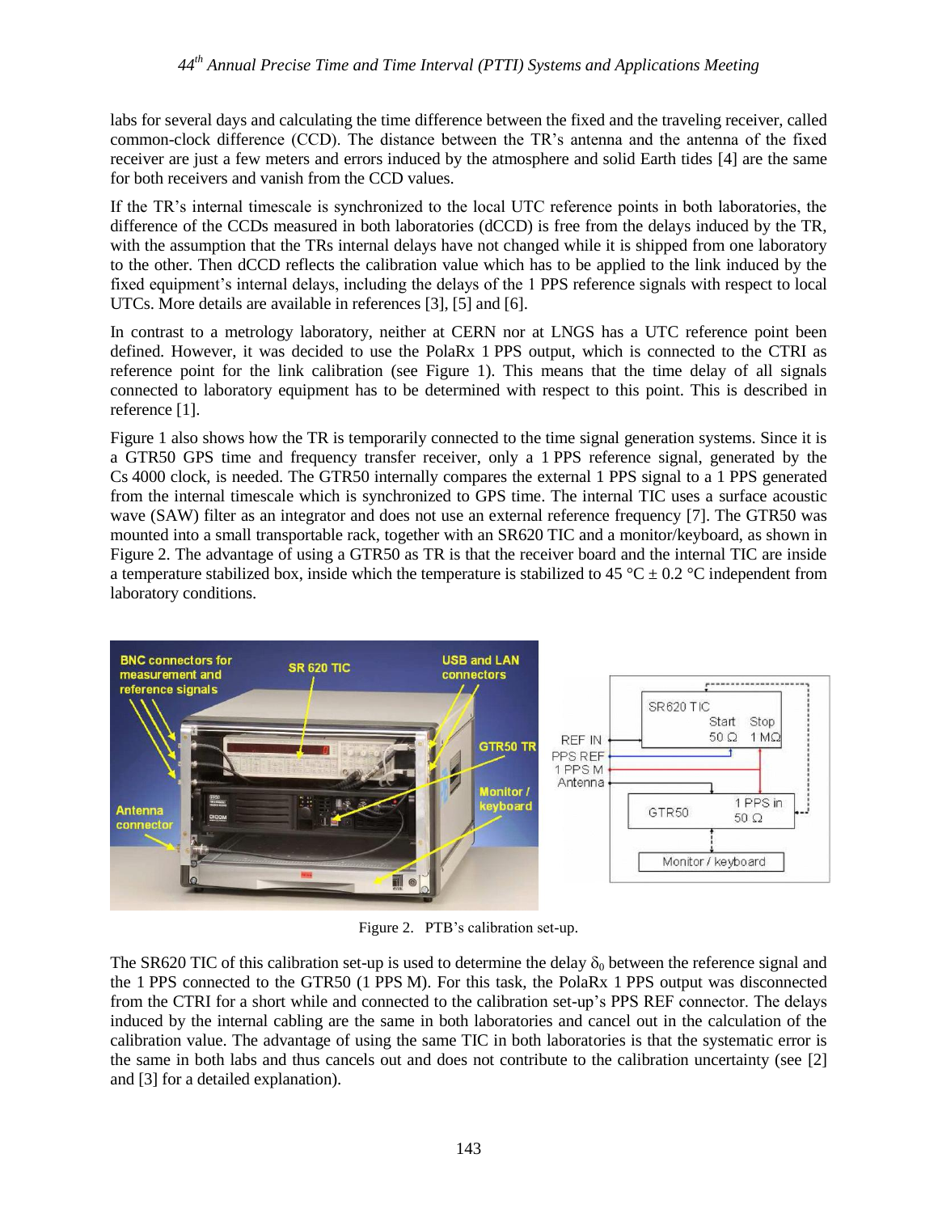labs for several days and calculating the time difference between the fixed and the traveling receiver, called common-clock difference (CCD). The distance between the TR's antenna and the antenna of the fixed receiver are just a few meters and errors induced by the atmosphere and solid Earth tides [4] are the same for both receivers and vanish from the CCD values.

If the TR's internal timescale is synchronized to the local UTC reference points in both laboratories, the difference of the CCDs measured in both laboratories (dCCD) is free from the delays induced by the TR, with the assumption that the TRs internal delays have not changed while it is shipped from one laboratory to the other. Then dCCD reflects the calibration value which has to be applied to the link induced by the fixed equipment's internal delays, including the delays of the 1 PPS reference signals with respect to local UTCs. More details are available in references [3], [5] and [6].

In contrast to a metrology laboratory, neither at CERN nor at LNGS has a UTC reference point been defined. However, it was decided to use the PolaRx 1 PPS output, which is connected to the CTRI as reference point for the link calibration (see Figure 1). This means that the time delay of all signals connected to laboratory equipment has to be determined with respect to this point. This is described in reference [1].

Figure 1 also shows how the TR is temporarily connected to the time signal generation systems. Since it is a GTR50 GPS time and frequency transfer receiver, only a 1 PPS reference signal, generated by the Cs 4000 clock, is needed. The GTR50 internally compares the external 1 PPS signal to a 1 PPS generated from the internal timescale which is synchronized to GPS time. The internal TIC uses a surface acoustic wave (SAW) filter as an integrator and does not use an external reference frequency [7]. The GTR50 was mounted into a small transportable rack, together with an SR620 TIC and a monitor/keyboard, as shown in Figure 2. The advantage of using a GTR50 as TR is that the receiver board and the internal TIC are inside a temperature stabilized box, inside which the temperature is stabilized to 45 °C ± 0.2 °C independent from laboratory conditions.

Figure 2. PTB's calibration set-up.

The SR620 TIC of this calibration set-up is used to determine the delay $\delta_0$ between the reference signal and the 1 PPS connected to the GTR50 (1 PPS M). For this task, the PolaRx 1 PPS output was disconnected from the CTRI for a short while and connected to the calibration set-up's PPS REF connector. The delays induced by the internal cabling are the same in both laboratories and cancel out in the calculation of the calibration value. The advantage of using the same TIC in both laboratories is that the systematic error is the same in both labs and thus cancels out and does not contribute to the calibration uncertainty (see [2] and [3] for a detailed explanation).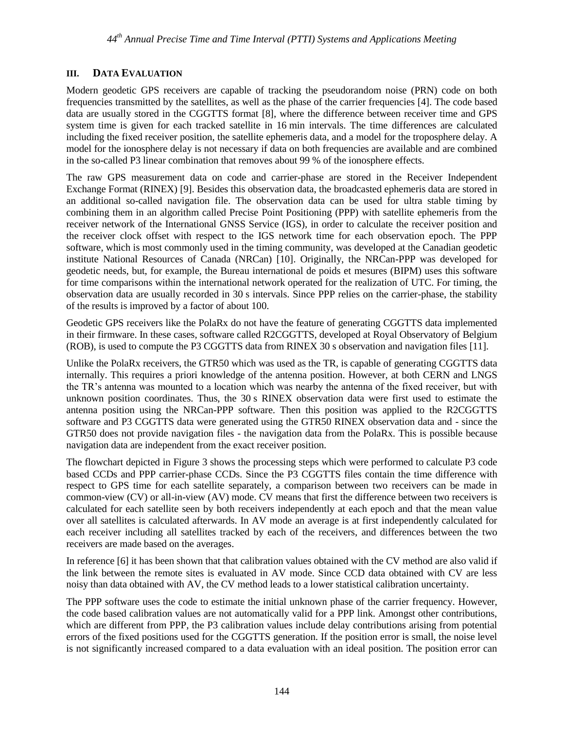## III. DATA EVALUATION

Modern geodetic GPS receivers are capable of tracking the pseudorandom noise (PRN) code on both frequencies transmitted by the satellites, as well as the phase of the carrier frequencies [4]. The code based data are usually stored in the CGGTTS format [8], where the difference between receiver time and GPS system time is given for each tracked satellite in 16 min intervals. The time differences are calculated including the fixed receiver position, the satellite ephemeris data, and a model for the troposphere delay. A model for the ionosphere delay is not necessary if data on both frequencies are available and are combined in the so-called P3 linear combination that removes about 99 % of the ionosphere effects.

The raw GPS measurement data on code and carrier-phase are stored in the Receiver Independent Exchange Format (RINEX) [9]. Besides this observation data, the broadcasted ephemeris data are stored in an additional so-called navigation file. The observation data can be used for ultra stable timing by combining them in an algorithm called Precise Point Positioning (PPP) with satellite ephemeris from the receiver network of the International GNSS Service (IGS), in order to calculate the receiver position and the receiver clock offset with respect to the IGS network time for each observation epoch. The PPP software, which is most commonly used in the timing community, was developed at the Canadian geodetic institute National Resources of Canada (NRCan) [10]. Originally, the NRCan-PPP was developed for geodetic needs, but, for example, the Bureau international de poids et mesures (BIPM) uses this software for time comparisons within the international network operated for the realization of UTC. For timing, the observation data are usually recorded in 30 s intervals. Since PPP relies on the carrier-phase, the stability of the results is improved by a factor of about 100.

Geodetic GPS receivers like the PolaRx do not have the feature of generating CGGTTS data implemented in their firmware. In these cases, software called R2CGGTTS, developed at Royal Observatory of Belgium (ROB), is used to compute the P3 CGGTTS data from RINEX 30 s observation and navigation files [11].

Unlike the PolaRx receivers, the GTR50 which was used as the TR, is capable of generating CGGTTS data internally. This requires a priori knowledge of the antenna position. However, at both CERN and LNGS the TR's antenna was mounted to a location which was nearby the antenna of the fixed receiver, but with unknown position coordinates. Thus, the 30 s RINEX observation data were first used to estimate the antenna position using the NRCan-PPP software. Then this position was applied to the R2CGGTTS software and P3 CGGTTS data were generated using the GTR50 RINEX observation data and - since the GTR50 does not provide navigation files - the navigation data from the PolaRx. This is possible because navigation data are independent from the exact receiver position.

The flowchart depicted in Figure 3 shows the processing steps which were performed to calculate P3 code based CCDs and PPP carrier-phase CCDs. Since the P3 CGGTTS files contain the time difference with respect to GPS time for each satellite separately, a comparison between two receivers can be made in common-view (CV) or all-in-view (AV) mode. CV means that first the difference between two receivers is calculated for each satellite seen by both receivers independently at each epoch and that the mean value over all satellites is calculated afterwards. In AV mode an average is at first independently calculated for each receiver including all satellites tracked by each of the receivers, and differences between the two receivers are made based on the averages.

In reference [6] it has been shown that that calibration values obtained with the CV method are also valid if the link between the remote sites is evaluated in AV mode. Since CCD data obtained with CV are less noisy than data obtained with AV, the CV method leads to a lower statistical calibration uncertainty.

The PPP software uses the code to estimate the initial unknown phase of the carrier frequency. However, the code based calibration values are not automatically valid for a PPP link. Amongst other contributions, which are different from PPP, the P3 calibration values include delay contributions arising from potential errors of the fixed positions used for the CGGTTS generation. If the position error is small, the noise level is not significantly increased compared to a data evaluation with an ideal position. The position error can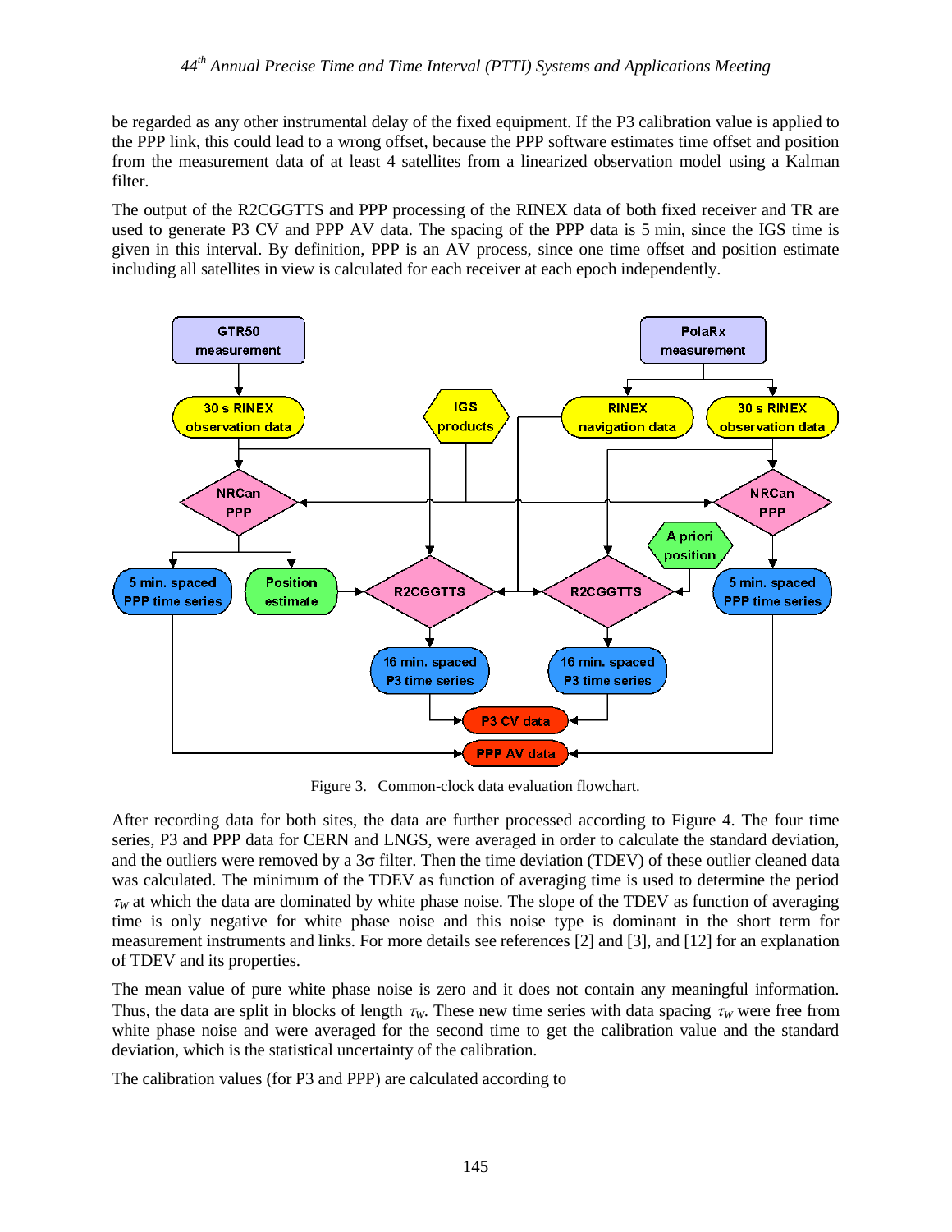be regarded as any other instrumental delay of the fixed equipment. If the P3 calibration value is applied to the PPP link, this could lead to a wrong offset, because the PPP software estimates time offset and position from the measurement data of at least 4 satellites from a linearized observation model using a Kalman filter.

The output of the R2CGGTTS and PPP processing of the RINEX data of both fixed receiver and TR are used to generate P3 CV and PPP AV data. The spacing of the PPP data is 5 min, since the IGS time is given in this interval. By definition, PPP is an AV process, since one time offset and position estimate including all satellites in view is calculated for each receiver at each epoch independently.

Figure 3. Common-clock data evaluation flowchart.

After recording data for both sites, the data are further processed according to Figure 4. The four time series, P3 and PPP data for CERN and LNGS, were averaged in order to calculate the standard deviation, and the outliers were removed by a 3$\sigma$ filter. Then the time deviation (TDEV) of these outlier cleaned data was calculated. The minimum of the TDEV as function of averaging time is used to determine the period $\tau_W$ at which the data are dominated by white phase noise. The slope of the TDEV as function of averaging time is only negative for white phase noise and this noise type is dominant in the short term for measurement instruments and links. For more details see references [2] and [3], and [12] for an explanation of TDEV and its properties.

The mean value of pure white phase noise is zero and it does not contain any meaningful information. Thus, the data are split in blocks of length $\tau_W$. These new time series with data spacing $\tau_W$ were free from white phase noise and were averaged for the second time to get the calibration value and the standard deviation, which is the statistical uncertainty of the calibration.

The calibration values (for P3 and PPP) are calculated according to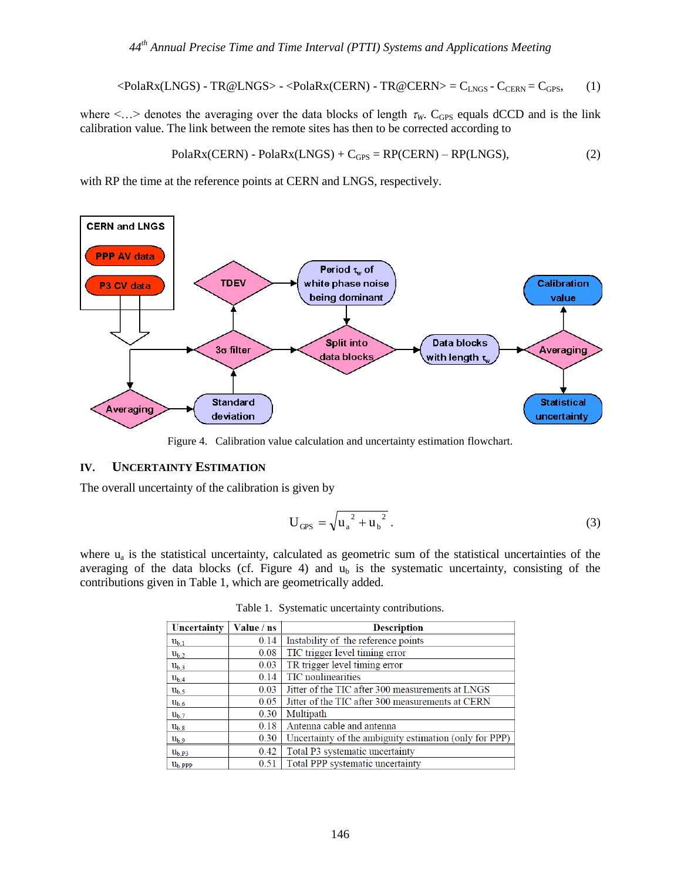$$\langle \text{PolaRx(LNGS) - TR@LNGS} \rangle - \langle \text{PolaRx(CERN) - TR@CERN} \rangle = C_{LNGS} - C_{CERN} = C_{GPS}, \quad (1)$$

where <…> denotes the averaging over the data blocks of length $\tau_W$. $C_{GPS}$ equals dCCD and is the link calibration value. The link between the remote sites has then to be corrected according to

$$\text{PolaRx(CERN) - PolaRx(LNGS)} + C_{GPS} = \text{RP(CERN)} - \text{RP(LNGS)}, \quad (2)$$

with RP the time at the reference points at CERN and LNGS, respectively.

Figure 4. Calibration value calculation and uncertainty estimation flowchart.

## IV. Uncertainty Estimation

The overall uncertainty of the calibration is given by

$$U_{GPS} = \sqrt{u_a^2 + u_b^2}\,. \quad (3)$$

where $u_a$ is the statistical uncertainty, calculated as geometric sum of the statistical uncertainties of the averaging of the data blocks (cf. Figure 4) and $u_b$ is the systematic uncertainty, consisting of the contributions given in Table 1, which are geometrically added.

Table 1. Systematic uncertainty contributions.

| Uncertainty | Value / ns | Description |
|---|---|---|
| $u_{b,1}$ | 0.14 | Instability of the reference points |
| $u_{b,2}$ | 0.08 | TIC trigger level timing error |
| $u_{b,3}$ | 0.03 | TR trigger level timing error |
| $u_{b,4}$ | 0.14 | TIC nonlinearities |
| $u_{b,5}$ | 0.03 | Jitter of the TIC after 300 measurements at LNGS |
| $u_{b,6}$ | 0.05 | Jitter of the TIC after 300 measurements at CERN |
| $u_{b,7}$ | 0.30 | Multipath |
| $u_{b,8}$ | 0.18 | Antenna cable and antenna |
| $u_{b,9}$ | 0.30 | Uncertainty of the ambiguity estimation (only for PPP) |
| $u_{b,P3}$ | 0.42 | Total P3 systematic uncertainty |
| $u_{b,PPP}$ | 0.51 | Total PPP systematic uncertainty |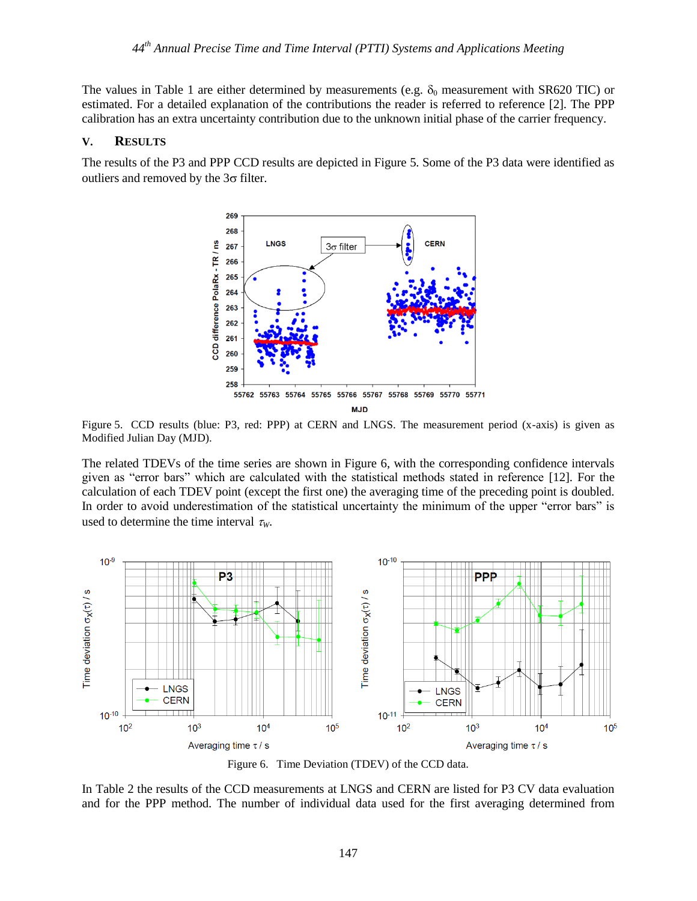The values in Table 1 are either determined by measurements (e.g. $\delta_0$ measurement with SR620 TIC) or estimated. For a detailed explanation of the contributions the reader is referred to reference [2]. The PPP calibration has an extra uncertainty contribution due to the unknown initial phase of the carrier frequency.

## V. Results

The results of the P3 and PPP CCD results are depicted in Figure 5. Some of the P3 data were identified as outliers and removed by the 3σ filter.

Figure 5. CCD results (blue: P3, red: PPP) at CERN and LNGS. The measurement period (x-axis) is given as Modified Julian Day (MJD).

The related TDEVs of the time series are shown in Figure 6, with the corresponding confidence intervals given as “error bars” which are calculated with the statistical methods stated in reference [12]. For the calculation of each TDEV point (except the first one) the averaging time of the preceding point is doubled. In order to avoid underestimation of the statistical uncertainty the minimum of the upper “error bars” is used to determine the time interval $\tau_W$.

Figure 6. Time Deviation (TDEV) of the CCD data.

In Table 2 the results of the CCD measurements at LNGS and CERN are listed for P3 CV data evaluation and for the PPP method. The number of individual data used for the first averaging determined from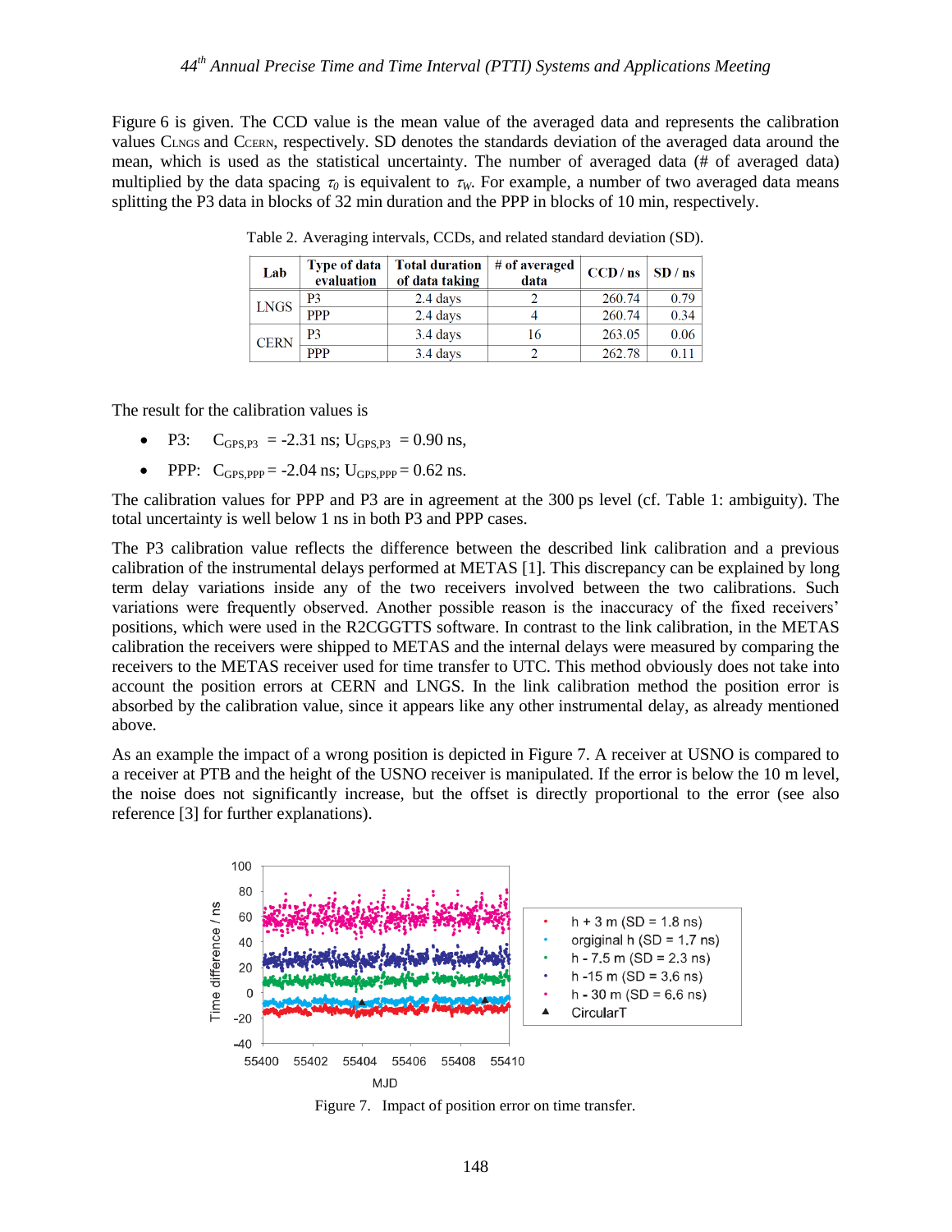Figure 6 is given. The CCD value is the mean value of the averaged data and represents the calibration values $C_{LNGS}$ and $C_{CERN}$, respectively. SD denotes the standards deviation of the averaged data around the mean, which is used as the statistical uncertainty. The number of averaged data (# of averaged data) multiplied by the data spacing $\tau_0$ is equivalent to $\tau_W$. For example, a number of two averaged data means splitting the P3 data in blocks of 32 min duration and the PPP in blocks of 10 min, respectively.

Table 2. Averaging intervals, CCDs, and related standard deviation (SD).

| Lab | Type of data evaluation | Total duration of data taking | # of averaged data | CCD / ns | SD / ns |
|---|---|---|---|---|---|
| LNGS | P3 | 2.4 days | 2 | 260.74 | 0.79 |
| | PPP | 2.4 days | 4 | 260.74 | 0.34 |
| CERN | P3 | 3.4 days | 16 | 263.05 | 0.06 |
| | PPP | 3.4 days | 2 | 262.78 | 0.11 |

The result for the calibration values is

- P3: $C_{GPS,P3}$ = -2.31 ns; $U_{GPS,P3}$ = 0.90 ns,
- PPP: $C_{GPS,PPP}$ = -2.04 ns; $U_{GPS,PPP}$ = 0.62 ns.

The calibration values for PPP and P3 are in agreement at the 300 ps level (cf. Table 1: ambiguity). The total uncertainty is well below 1 ns in both P3 and PPP cases.

The P3 calibration value reflects the difference between the described link calibration and a previous calibration of the instrumental delays performed at METAS [1]. This discrepancy can be explained by long term delay variations inside any of the two receivers involved between the two calibrations. Such variations were frequently observed. Another possible reason is the inaccuracy of the fixed receivers' positions, which were used in the R2CGGTTS software. In contrast to the link calibration, in the METAS calibration the receivers were shipped to METAS and the internal delays were measured by comparing the receivers to the METAS receiver used for time transfer to UTC. This method obviously does not take into account the position errors at CERN and LNGS. In the link calibration method the position error is absorbed by the calibration value, since it appears like any other instrumental delay, as already mentioned above.

As an example the impact of a wrong position is depicted in Figure 7. A receiver at USNO is compared to a receiver at PTB and the height of the USNO receiver is manipulated. If the error is below the 10 m level, the noise does not significantly increase, but the offset is directly proportional to the error (see also reference [3] for further explanations).

Figure 7. Impact of position error on time transfer.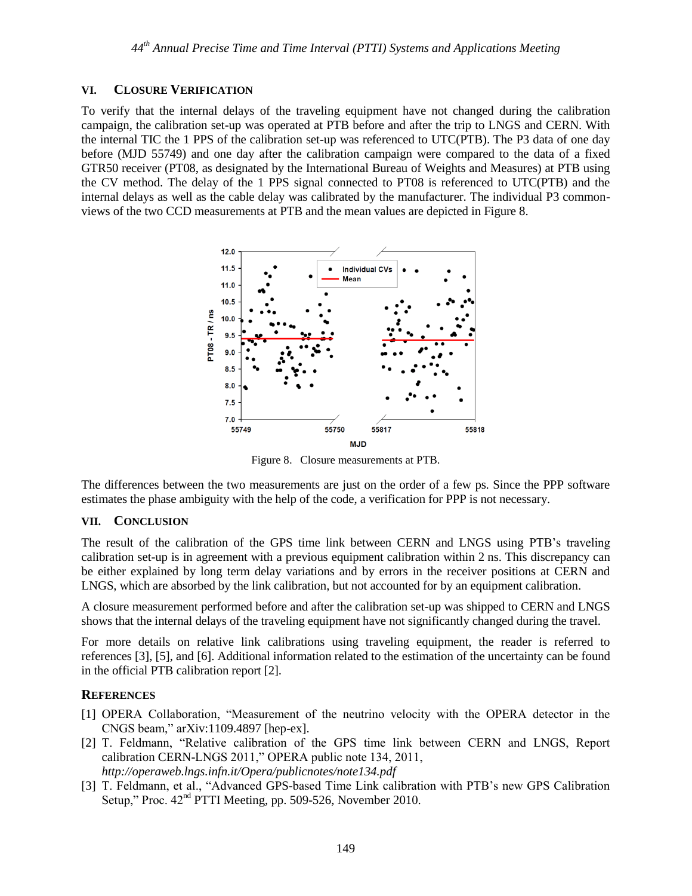## VI. CLOSURE VERIFICATION

To verify that the internal delays of the traveling equipment have not changed during the calibration campaign, the calibration set-up was operated at PTB before and after the trip to LNGS and CERN. With the internal TIC the 1 PPS of the calibration set-up was referenced to UTC(PTB). The P3 data of one day before (MJD 55749) and one day after the calibration campaign were compared to the data of a fixed GTR50 receiver (PT08, as designated by the International Bureau of Weights and Measures) at PTB using the CV method. The delay of the 1 PPS signal connected to PT08 is referenced to UTC(PTB) and the internal delays as well as the cable delay was calibrated by the manufacturer. The individual P3 common-views of the two CCD measurements at PTB and the mean values are depicted in Figure 8.

Figure 8. Closure measurements at PTB.

The differences between the two measurements are just on the order of a few ps. Since the PPP software estimates the phase ambiguity with the help of the code, a verification for PPP is not necessary.

## VII. CONCLUSION

The result of the calibration of the GPS time link between CERN and LNGS using PTB's traveling calibration set-up is in agreement with a previous equipment calibration within 2 ns. This discrepancy can be either explained by long term delay variations and by errors in the receiver positions at CERN and LNGS, which are absorbed by the link calibration, but not accounted for by an equipment calibration.

A closure measurement performed before and after the calibration set-up was shipped to CERN and LNGS shows that the internal delays of the traveling equipment have not significantly changed during the travel.

For more details on relative link calibrations using traveling equipment, the reader is referred to references [3], [5], and [6]. Additional information related to the estimation of the uncertainty can be found in the official PTB calibration report [2].

## REFERENCES

[1] OPERA Collaboration, "Measurement of the neutrino velocity with the OPERA detector in the CNGS beam," arXiv:1109.4897 [hep-ex].

[2] T. Feldmann, "Relative calibration of the GPS time link between CERN and LNGS, Report calibration CERN-LNGS 2011," OPERA public note 134, 2011, *http://operaweb.lngs.infn.it/Opera/publicnotes/note134.pdf*

[3] T. Feldmann, et al., "Advanced GPS-based Time Link calibration with PTB's new GPS Calibration Setup," Proc. 42nd PTTI Meeting, pp. 509-526, November 2010.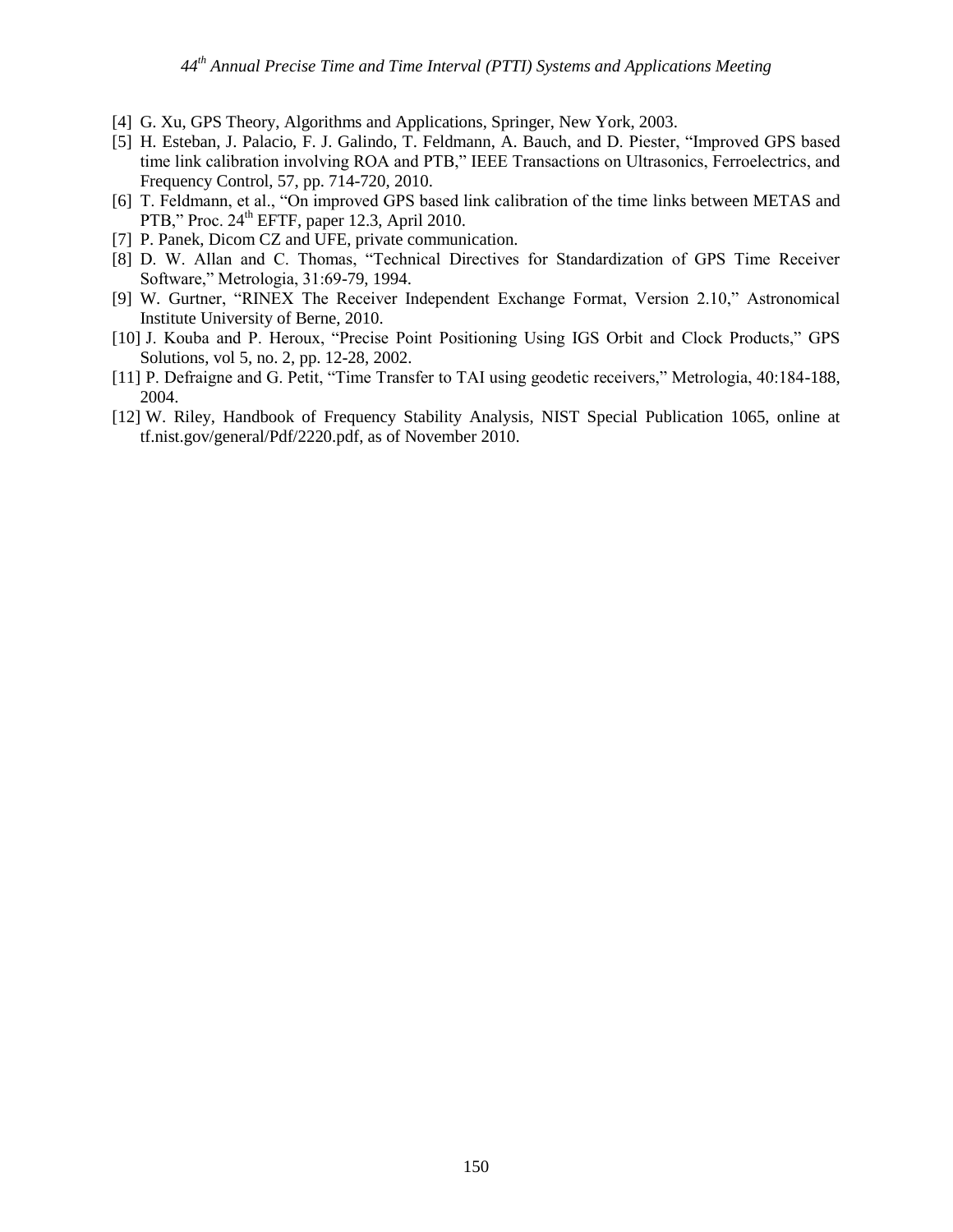[4] G. Xu, GPS Theory, Algorithms and Applications, Springer, New York, 2003.

[5] H. Esteban, J. Palacio, F. J. Galindo, T. Feldmann, A. Bauch, and D. Piester, "Improved GPS based time link calibration involving ROA and PTB," IEEE Transactions on Ultrasonics, Ferroelectrics, and Frequency Control, 57, pp. 714-720, 2010.

[6] T. Feldmann, et al., "On improved GPS based link calibration of the time links between METAS and PTB," Proc. 24th EFTF, paper 12.3, April 2010.

[7] P. Panek, Dicom CZ and UFE, private communication.

[8] D. W. Allan and C. Thomas, "Technical Directives for Standardization of GPS Time Receiver Software," Metrologia, 31:69-79, 1994.

[9] W. Gurtner, "RINEX The Receiver Independent Exchange Format, Version 2.10," Astronomical Institute University of Berne, 2010.

[10] J. Kouba and P. Heroux, "Precise Point Positioning Using IGS Orbit and Clock Products," GPS Solutions, vol 5, no. 2, pp. 12-28, 2002.

[11] P. Defraigne and G. Petit, "Time Transfer to TAI using geodetic receivers," Metrologia, 40:184-188, 2004.

[12] W. Riley, Handbook of Frequency Stability Analysis, NIST Special Publication 1065, online at tf.nist.gov/general/Pdf/2220.pdf, as of November 2010.